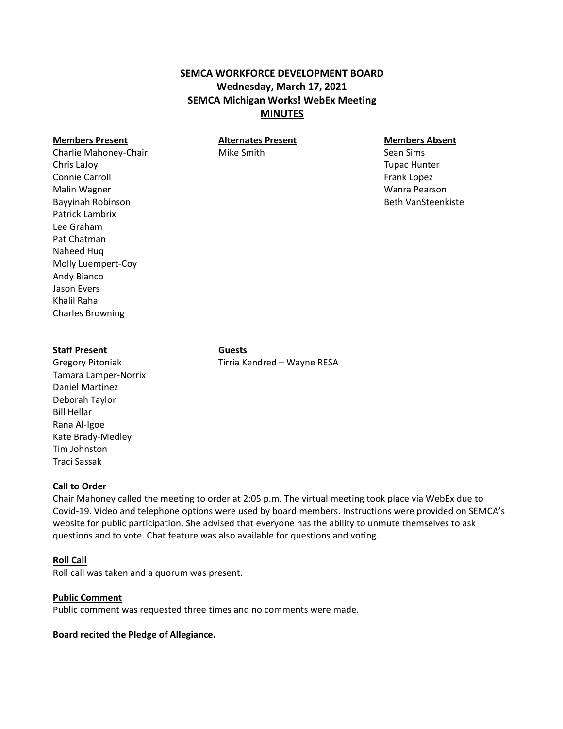# SEMCA WORKFORCE DEVELOPMENT BOARD
## Wednesday, March 17, 2021
## SEMCA Michigan Works! WebEx Meeting
## MINUTES

**Members Present**
Charlie Mahoney-Chair
Chris LaJoy
Connie Carroll
Malin Wagner
Bayyinah Robinson
Patrick Lambrix
Lee Graham
Pat Chatman
Naheed Huq
Molly Luempert-Coy
Andy Bianco
Jason Evers
Khalil Rahal
Charles Browning

**Alternates Present**
Mike Smith

**Members Absent**
Sean Sims
Tupac Hunter
Frank Lopez
Wanra Pearson
Beth VanSteenkiste

**Staff Present**
Gregory Pitoniak
Tamara Lamper-Norrix
Daniel Martinez
Deborah Taylor
Bill Hellar
Rana Al-Igoe
Kate Brady-Medley
Tim Johnston
Traci Sassak

**Guests**
Tirria Kendred – Wayne RESA

**Call to Order**

Chair Mahoney called the meeting to order at 2:05 p.m. The virtual meeting took place via WebEx due to Covid-19. Video and telephone options were used by board members. Instructions were provided on SEMCA's website for public participation. She advised that everyone has the ability to unmute themselves to ask questions and to vote. Chat feature was also available for questions and voting.

**Roll Call**

Roll call was taken and a quorum was present.

**Public Comment**

Public comment was requested three times and no comments were made.

**Board recited the Pledge of Allegiance.**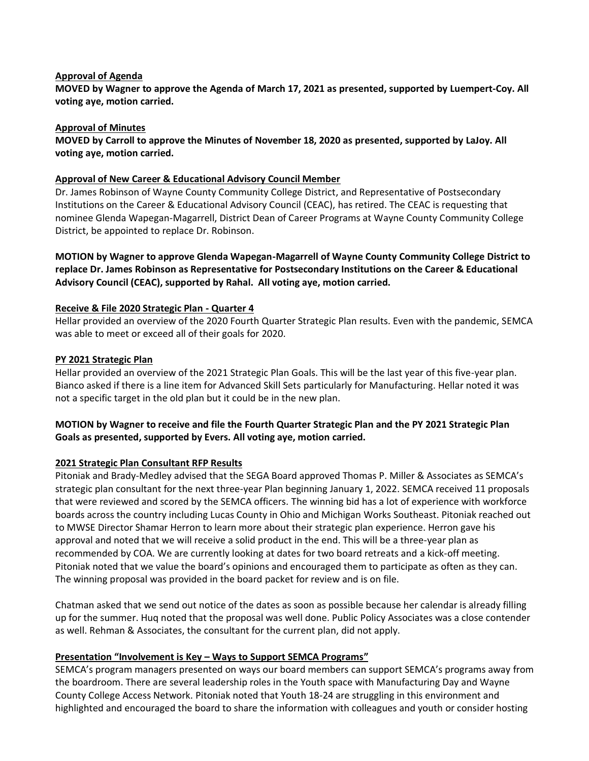**Approval of Agenda**

**MOVED by Wagner to approve the Agenda of March 17, 2021 as presented, supported by Luempert-Coy. All voting aye, motion carried.**

**Approval of Minutes**

**MOVED by Carroll to approve the Minutes of November 18, 2020 as presented, supported by LaJoy. All voting aye, motion carried.**

**Approval of New Career & Educational Advisory Council Member**

Dr. James Robinson of Wayne County Community College District, and Representative of Postsecondary Institutions on the Career & Educational Advisory Council (CEAC), has retired. The CEAC is requesting that nominee Glenda Wapegan-Magarrell, District Dean of Career Programs at Wayne County Community College District, be appointed to replace Dr. Robinson.

**MOTION by Wagner to approve Glenda Wapegan-Magarrell of Wayne County Community College District to replace Dr. James Robinson as Representative for Postsecondary Institutions on the Career & Educational Advisory Council (CEAC), supported by Rahal. All voting aye, motion carried.**

**Receive & File 2020 Strategic Plan - Quarter 4**

Hellar provided an overview of the 2020 Fourth Quarter Strategic Plan results. Even with the pandemic, SEMCA was able to meet or exceed all of their goals for 2020.

**PY 2021 Strategic Plan**

Hellar provided an overview of the 2021 Strategic Plan Goals. This will be the last year of this five-year plan. Bianco asked if there is a line item for Advanced Skill Sets particularly for Manufacturing. Hellar noted it was not a specific target in the old plan but it could be in the new plan.

**MOTION by Wagner to receive and file the Fourth Quarter Strategic Plan and the PY 2021 Strategic Plan Goals as presented, supported by Evers. All voting aye, motion carried.**

**2021 Strategic Plan Consultant RFP Results**

Pitoniak and Brady-Medley advised that the SEGA Board approved Thomas P. Miller & Associates as SEMCA's strategic plan consultant for the next three-year Plan beginning January 1, 2022. SEMCA received 11 proposals that were reviewed and scored by the SEMCA officers. The winning bid has a lot of experience with workforce boards across the country including Lucas County in Ohio and Michigan Works Southeast. Pitoniak reached out to MWSE Director Shamar Herron to learn more about their strategic plan experience. Herron gave his approval and noted that we will receive a solid product in the end. This will be a three-year plan as recommended by COA. We are currently looking at dates for two board retreats and a kick-off meeting. Pitoniak noted that we value the board's opinions and encouraged them to participate as often as they can. The winning proposal was provided in the board packet for review and is on file.

Chatman asked that we send out notice of the dates as soon as possible because her calendar is already filling up for the summer. Huq noted that the proposal was well done. Public Policy Associates was a close contender as well. Rehman & Associates, the consultant for the current plan, did not apply.

**Presentation "Involvement is Key – Ways to Support SEMCA Programs"**

SEMCA's program managers presented on ways our board members can support SEMCA's programs away from the boardroom. There are several leadership roles in the Youth space with Manufacturing Day and Wayne County College Access Network. Pitoniak noted that Youth 18-24 are struggling in this environment and highlighted and encouraged the board to share the information with colleagues and youth or consider hosting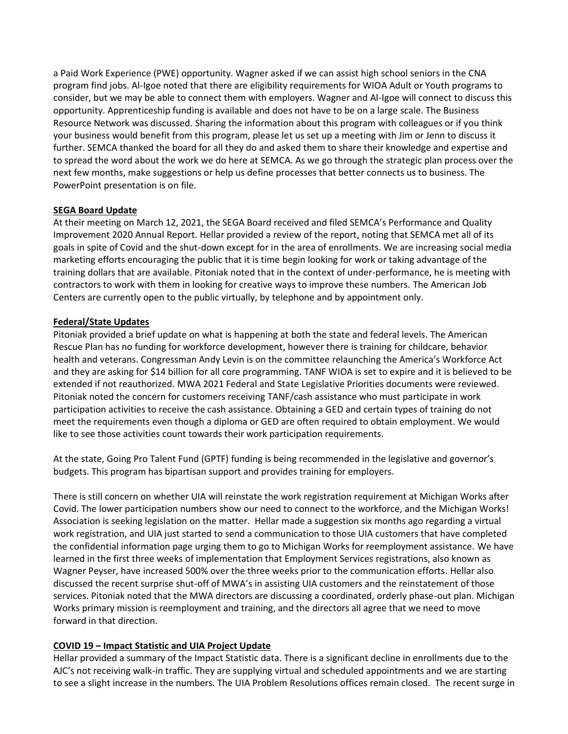a Paid Work Experience (PWE) opportunity. Wagner asked if we can assist high school seniors in the CNA program find jobs. Al-Igoe noted that there are eligibility requirements for WIOA Adult or Youth programs to consider, but we may be able to connect them with employers. Wagner and Al-Igoe will connect to discuss this opportunity. Apprenticeship funding is available and does not have to be on a large scale. The Business Resource Network was discussed. Sharing the information about this program with colleagues or if you think your business would benefit from this program, please let us set up a meeting with Jim or Jenn to discuss it further. SEMCA thanked the board for all they do and asked them to share their knowledge and expertise and to spread the word about the work we do here at SEMCA. As we go through the strategic plan process over the next few months, make suggestions or help us define processes that better connects us to business. The PowerPoint presentation is on file.

**SEGA Board Update**

At their meeting on March 12, 2021, the SEGA Board received and filed SEMCA's Performance and Quality Improvement 2020 Annual Report. Hellar provided a review of the report, noting that SEMCA met all of its goals in spite of Covid and the shut-down except for in the area of enrollments. We are increasing social media marketing efforts encouraging the public that it is time begin looking for work or taking advantage of the training dollars that are available. Pitoniak noted that in the context of under-performance, he is meeting with contractors to work with them in looking for creative ways to improve these numbers. The American Job Centers are currently open to the public virtually, by telephone and by appointment only.

**Federal/State Updates**

Pitoniak provided a brief update on what is happening at both the state and federal levels. The American Rescue Plan has no funding for workforce development, however there is training for childcare, behavior health and veterans. Congressman Andy Levin is on the committee relaunching the America's Workforce Act and they are asking for $14 billion for all core programming. TANF WIOA is set to expire and it is believed to be extended if not reauthorized. MWA 2021 Federal and State Legislative Priorities documents were reviewed. Pitoniak noted the concern for customers receiving TANF/cash assistance who must participate in work participation activities to receive the cash assistance. Obtaining a GED and certain types of training do not meet the requirements even though a diploma or GED are often required to obtain employment. We would like to see those activities count towards their work participation requirements.

At the state, Going Pro Talent Fund (GPTF) funding is being recommended in the legislative and governor's budgets. This program has bipartisan support and provides training for employers.

There is still concern on whether UIA will reinstate the work registration requirement at Michigan Works after Covid. The lower participation numbers show our need to connect to the workforce, and the Michigan Works! Association is seeking legislation on the matter. Hellar made a suggestion six months ago regarding a virtual work registration, and UIA just started to send a communication to those UIA customers that have completed the confidential information page urging them to go to Michigan Works for reemployment assistance. We have learned in the first three weeks of implementation that Employment Services registrations, also known as Wagner Peyser, have increased 500% over the three weeks prior to the communication efforts. Hellar also discussed the recent surprise shut-off of MWA's in assisting UIA customers and the reinstatement of those services. Pitoniak noted that the MWA directors are discussing a coordinated, orderly phase-out plan. Michigan Works primary mission is reemployment and training, and the directors all agree that we need to move forward in that direction.

**COVID 19 – Impact Statistic and UIA Project Update**

Hellar provided a summary of the Impact Statistic data. There is a significant decline in enrollments due to the AJC's not receiving walk-in traffic. They are supplying virtual and scheduled appointments and we are starting to see a slight increase in the numbers. The UIA Problem Resolutions offices remain closed. The recent surge in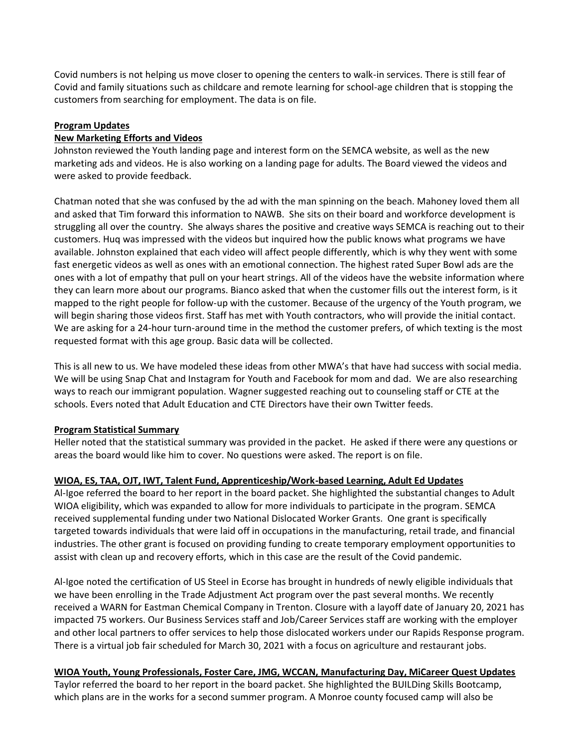Covid numbers is not helping us move closer to opening the centers to walk-in services. There is still fear of Covid and family situations such as childcare and remote learning for school-age children that is stopping the customers from searching for employment. The data is on file.

**Program Updates**

**New Marketing Efforts and Videos**

Johnston reviewed the Youth landing page and interest form on the SEMCA website, as well as the new marketing ads and videos. He is also working on a landing page for adults. The Board viewed the videos and were asked to provide feedback.

Chatman noted that she was confused by the ad with the man spinning on the beach. Mahoney loved them all and asked that Tim forward this information to NAWB. She sits on their board and workforce development is struggling all over the country. She always shares the positive and creative ways SEMCA is reaching out to their customers. Huq was impressed with the videos but inquired how the public knows what programs we have available. Johnston explained that each video will affect people differently, which is why they went with some fast energetic videos as well as ones with an emotional connection. The highest rated Super Bowl ads are the ones with a lot of empathy that pull on your heart strings. All of the videos have the website information where they can learn more about our programs. Bianco asked that when the customer fills out the interest form, is it mapped to the right people for follow-up with the customer. Because of the urgency of the Youth program, we will begin sharing those videos first. Staff has met with Youth contractors, who will provide the initial contact. We are asking for a 24-hour turn-around time in the method the customer prefers, of which texting is the most requested format with this age group. Basic data will be collected.

This is all new to us. We have modeled these ideas from other MWA's that have had success with social media. We will be using Snap Chat and Instagram for Youth and Facebook for mom and dad. We are also researching ways to reach our immigrant population. Wagner suggested reaching out to counseling staff or CTE at the schools. Evers noted that Adult Education and CTE Directors have their own Twitter feeds.

**Program Statistical Summary**

Heller noted that the statistical summary was provided in the packet. He asked if there were any questions or areas the board would like him to cover. No questions were asked. The report is on file.

**WIOA, ES, TAA, OJT, IWT, Talent Fund, Apprenticeship/Work-based Learning, Adult Ed Updates**

Al-Igoe referred the board to her report in the board packet. She highlighted the substantial changes to Adult WIOA eligibility, which was expanded to allow for more individuals to participate in the program. SEMCA received supplemental funding under two National Dislocated Worker Grants. One grant is specifically targeted towards individuals that were laid off in occupations in the manufacturing, retail trade, and financial industries. The other grant is focused on providing funding to create temporary employment opportunities to assist with clean up and recovery efforts, which in this case are the result of the Covid pandemic.

Al-Igoe noted the certification of US Steel in Ecorse has brought in hundreds of newly eligible individuals that we have been enrolling in the Trade Adjustment Act program over the past several months. We recently received a WARN for Eastman Chemical Company in Trenton. Closure with a layoff date of January 20, 2021 has impacted 75 workers. Our Business Services staff and Job/Career Services staff are working with the employer and other local partners to offer services to help those dislocated workers under our Rapids Response program. There is a virtual job fair scheduled for March 30, 2021 with a focus on agriculture and restaurant jobs.

**WIOA Youth, Young Professionals, Foster Care, JMG, WCCAN, Manufacturing Day, MiCareer Quest Updates**

Taylor referred the board to her report in the board packet. She highlighted the BUILDing Skills Bootcamp, which plans are in the works for a second summer program. A Monroe county focused camp will also be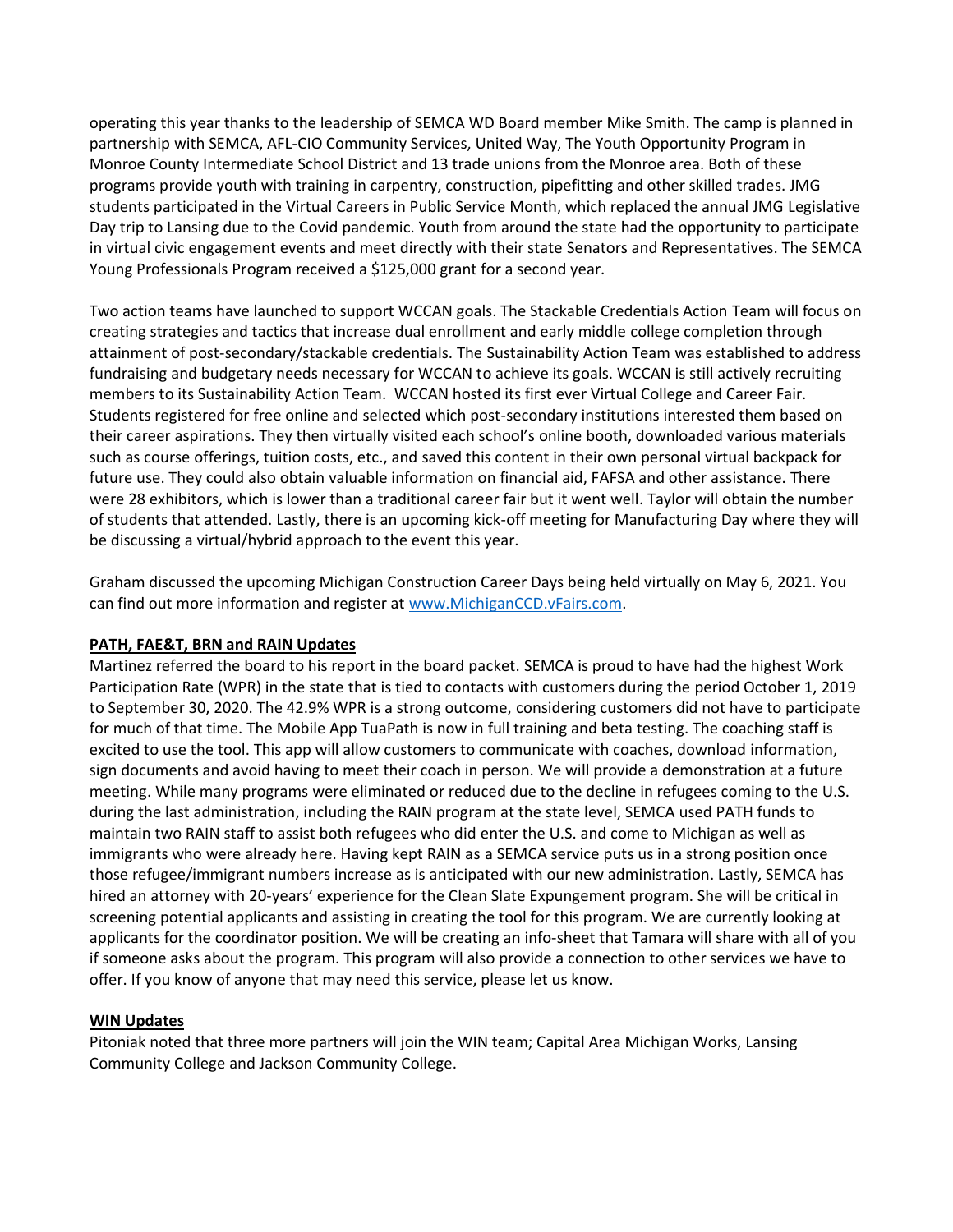operating this year thanks to the leadership of SEMCA WD Board member Mike Smith. The camp is planned in partnership with SEMCA, AFL-CIO Community Services, United Way, The Youth Opportunity Program in Monroe County Intermediate School District and 13 trade unions from the Monroe area. Both of these programs provide youth with training in carpentry, construction, pipefitting and other skilled trades. JMG students participated in the Virtual Careers in Public Service Month, which replaced the annual JMG Legislative Day trip to Lansing due to the Covid pandemic. Youth from around the state had the opportunity to participate in virtual civic engagement events and meet directly with their state Senators and Representatives. The SEMCA Young Professionals Program received a $125,000 grant for a second year.

Two action teams have launched to support WCCAN goals. The Stackable Credentials Action Team will focus on creating strategies and tactics that increase dual enrollment and early middle college completion through attainment of post-secondary/stackable credentials. The Sustainability Action Team was established to address fundraising and budgetary needs necessary for WCCAN to achieve its goals. WCCAN is still actively recruiting members to its Sustainability Action Team. WCCAN hosted its first ever Virtual College and Career Fair. Students registered for free online and selected which post-secondary institutions interested them based on their career aspirations. They then virtually visited each school's online booth, downloaded various materials such as course offerings, tuition costs, etc., and saved this content in their own personal virtual backpack for future use. They could also obtain valuable information on financial aid, FAFSA and other assistance. There were 28 exhibitors, which is lower than a traditional career fair but it went well. Taylor will obtain the number of students that attended. Lastly, there is an upcoming kick-off meeting for Manufacturing Day where they will be discussing a virtual/hybrid approach to the event this year.

Graham discussed the upcoming Michigan Construction Career Days being held virtually on May 6, 2021. You can find out more information and register at [www.MichiganCCD.vFairs.com](www.MichiganCCD.vFairs.com).

**PATH, FAE&T, BRN and RAIN Updates**

Martinez referred the board to his report in the board packet. SEMCA is proud to have had the highest Work Participation Rate (WPR) in the state that is tied to contacts with customers during the period October 1, 2019 to September 30, 2020. The 42.9% WPR is a strong outcome, considering customers did not have to participate for much of that time. The Mobile App TuaPath is now in full training and beta testing. The coaching staff is excited to use the tool. This app will allow customers to communicate with coaches, download information, sign documents and avoid having to meet their coach in person. We will provide a demonstration at a future meeting. While many programs were eliminated or reduced due to the decline in refugees coming to the U.S. during the last administration, including the RAIN program at the state level, SEMCA used PATH funds to maintain two RAIN staff to assist both refugees who did enter the U.S. and come to Michigan as well as immigrants who were already here. Having kept RAIN as a SEMCA service puts us in a strong position once those refugee/immigrant numbers increase as is anticipated with our new administration. Lastly, SEMCA has hired an attorney with 20-years' experience for the Clean Slate Expungement program. She will be critical in screening potential applicants and assisting in creating the tool for this program. We are currently looking at applicants for the coordinator position. We will be creating an info-sheet that Tamara will share with all of you if someone asks about the program. This program will also provide a connection to other services we have to offer. If you know of anyone that may need this service, please let us know.

**WIN Updates**

Pitoniak noted that three more partners will join the WIN team; Capital Area Michigan Works, Lansing Community College and Jackson Community College.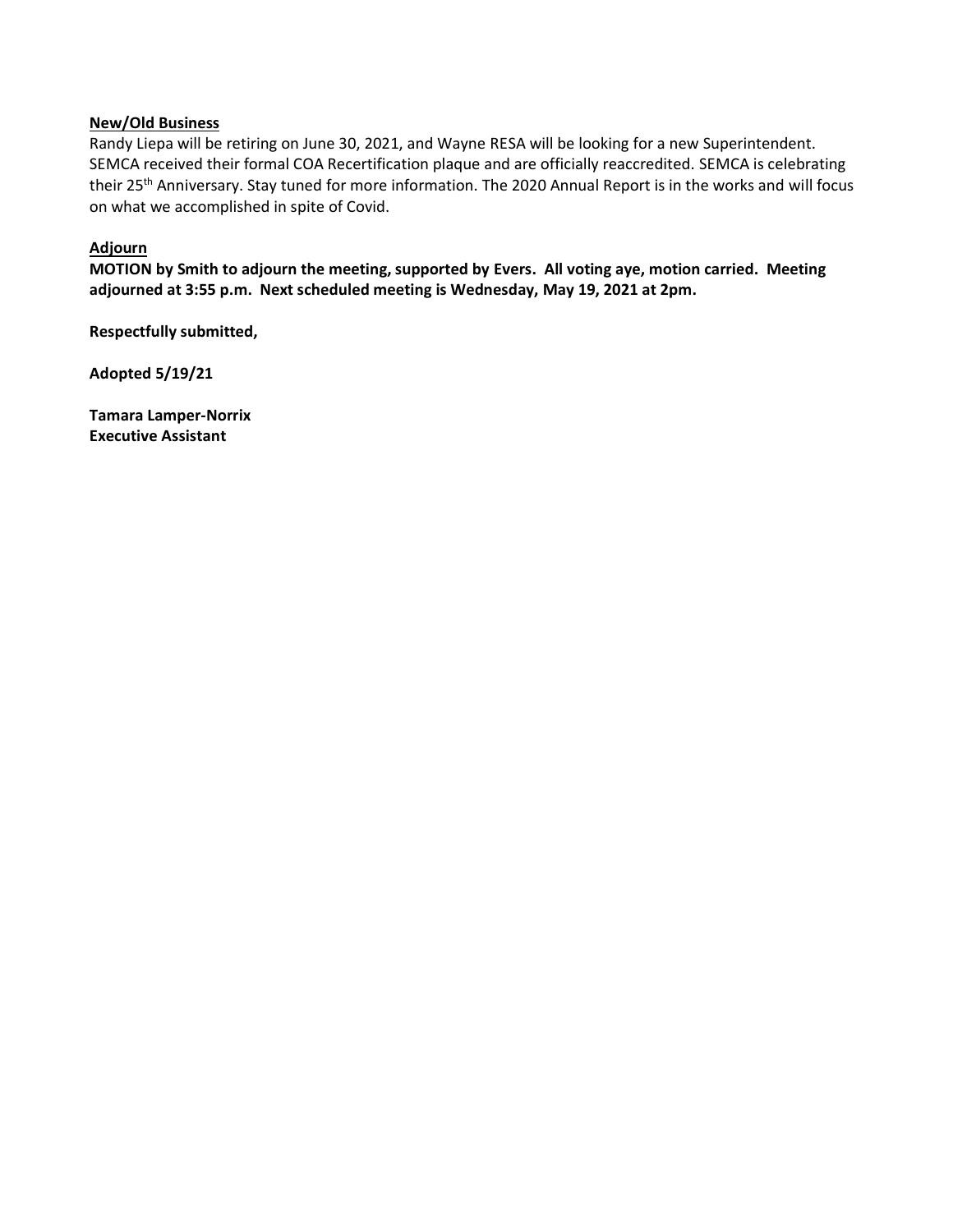**New/Old Business**

Randy Liepa will be retiring on June 30, 2021, and Wayne RESA will be looking for a new Superintendent. SEMCA received their formal COA Recertification plaque and are officially reaccredited. SEMCA is celebrating their 25th Anniversary. Stay tuned for more information. The 2020 Annual Report is in the works and will focus on what we accomplished in spite of Covid.

**Adjourn**

**MOTION by Smith to adjourn the meeting, supported by Evers. All voting aye, motion carried. Meeting adjourned at 3:55 p.m. Next scheduled meeting is Wednesday, May 19, 2021 at 2pm.**

**Respectfully submitted,**

**Adopted 5/19/21**

**Tamara Lamper-Norrix**
**Executive Assistant**